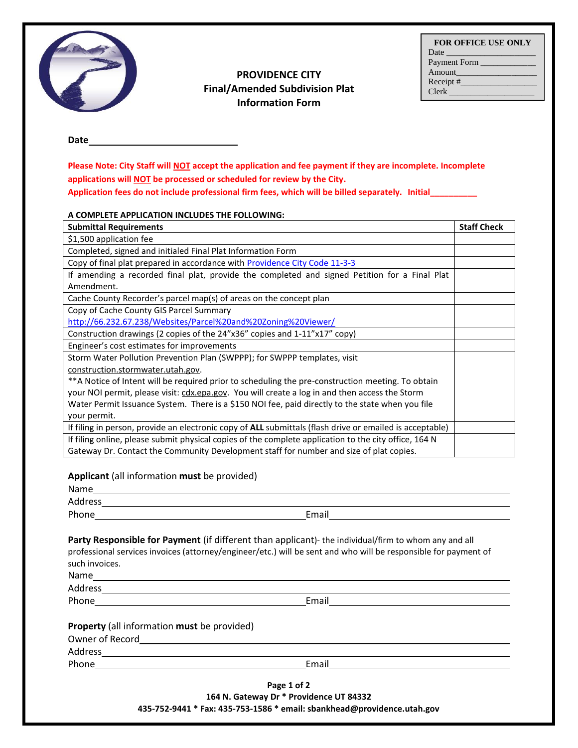# PROVIDENCE CITY
## Final/Amended Subdivision Plat Information Form

**FOR OFFICE USE ONLY**
Date ____________________
Payment Form _____________
Amount___________________
Receipt #_________________
Clerk ____________________

**Date** ____________________________

**Please Note: City Staff will NOT accept the application and fee payment if they are incomplete. Incomplete applications will NOT be processed or scheduled for review by the City.**
**Application fees do not include professional firm fees, which will be billed separately. Initial__________**

**A COMPLETE APPLICATION INCLUDES THE FOLLOWING:**

| Submittal Requirements | Staff Check |
|---|---|
| $1,500 application fee | |
| Completed, signed and initialed Final Plat Information Form | |
| Copy of final plat prepared in accordance with Providence City Code 11-3-3 | |
| If amending a recorded final plat, provide the completed and signed Petition for a Final Plat Amendment. | |
| Cache County Recorder's parcel map(s) of areas on the concept plan | |
| Copy of Cache County GIS Parcel Summary http://66.232.67.238/Websites/Parcel%20and%20Zoning%20Viewer/ | |
| Construction drawings (2 copies of the 24"x36" copies and 1-11"x17" copy) | |
| Engineer's cost estimates for improvements | |
| Storm Water Pollution Prevention Plan (SWPPP); for SWPPP templates, visit construction.stormwater.utah.gov. **A Notice of Intent will be required prior to scheduling the pre-construction meeting. To obtain your NOI permit, please visit: cdx.epa.gov. You will create a log in and then access the Storm Water Permit Issuance System. There is a $150 NOI fee, paid directly to the state when you file your permit. | |
| If filing in person, provide an electronic copy of **ALL** submittals (flash drive or emailed is acceptable) | |
| If filing online, please submit physical copies of the complete application to the city office, 164 N Gateway Dr. Contact the Community Development staff for number and size of plat copies. | |

**Applicant** (all information **must** be provided)
Name_____________________________________________________________
Address___________________________________________________________
Phone______________________________ Email__________________________

**Party Responsible for Payment** (if different than applicant)- the individual/firm to whom any and all professional services invoices (attorney/engineer/etc.) will be sent and who will be responsible for payment of such invoices.
Name_____________________________________________________________
Address___________________________________________________________
Phone______________________________ Email__________________________

**Property** (all information **must** be provided)
Owner of Record____________________________________________________
Address___________________________________________________________
Phone______________________________ Email__________________________

**164 N. Gateway Dr * Providence UT 84332**
**435-752-9441 * Fax: 435-753-1586 * email: sbankhead@providence.utah.gov**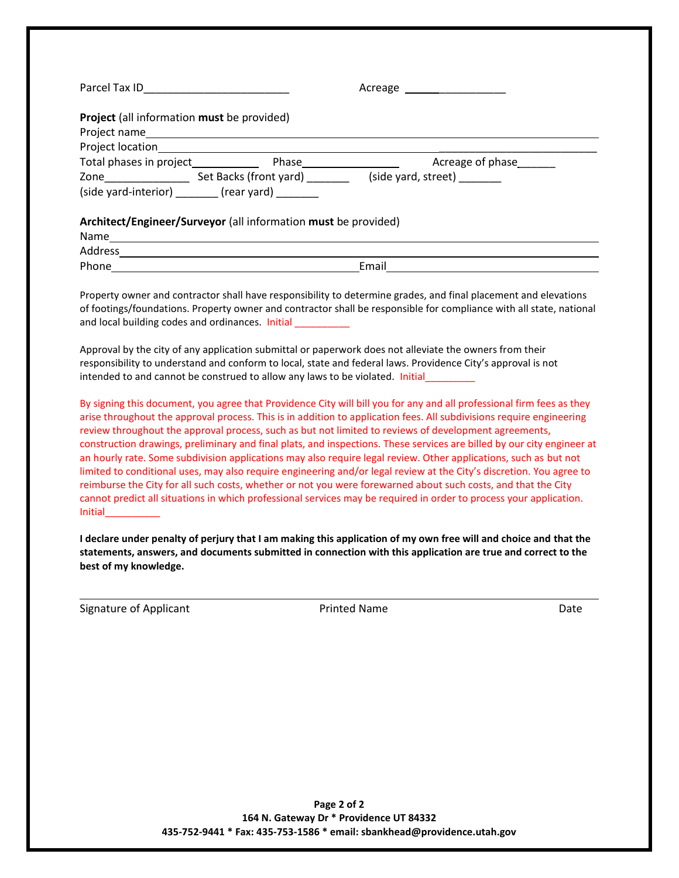Parcel Tax ID________________________ Acreage ________________

**Project** (all information **must** be provided)

Project name_______________________________________________________________

Project location____________________________________________________________

Total phases in project___________ Phase________________ Acreage of phase______

Zone______________ Set Backs (front yard) _______ (side yard, street) _______

(side yard-interior) _______ (rear yard) _______

**Architect/Engineer/Surveyor** (all information **must** be provided)

Name______________________________________________________________________

Address____________________________________________________________________

Phone________________________________________Email_____________________________

Property owner and contractor shall have responsibility to determine grades, and final placement and elevations of footings/foundations. Property owner and contractor shall be responsible for compliance with all state, national and local building codes and ordinances. Initial __________

Approval by the city of any application submittal or paperwork does not alleviate the owners from their responsibility to understand and conform to local, state and federal laws. Providence City's approval is not intended to and cannot be construed to allow any laws to be violated. Initial_________

By signing this document, you agree that Providence City will bill you for any and all professional firm fees as they arise throughout the approval process. This is in addition to application fees. All subdivisions require engineering review throughout the approval process, such as but not limited to reviews of development agreements, construction drawings, preliminary and final plats, and inspections. These services are billed by our city engineer at an hourly rate. Some subdivision applications may also require legal review. Other applications, such as but not limited to conditional uses, may also require engineering and/or legal review at the City's discretion. You agree to reimburse the City for all such costs, whether or not you were forewarned about such costs, and that the City cannot predict all situations in which professional services may be required in order to process your application. Initial__________

**I declare under penalty of perjury that I am making this application of my own free will and choice and that the statements, answers, and documents submitted in connection with this application are true and correct to the best of my knowledge.**

_____________________________________________________________________________

Signature of Applicant Printed Name Date

**164 N. Gateway Dr * Providence UT 84332**

**435-752-9441 * Fax: 435-753-1586 * email: sbankhead@providence.utah.gov**